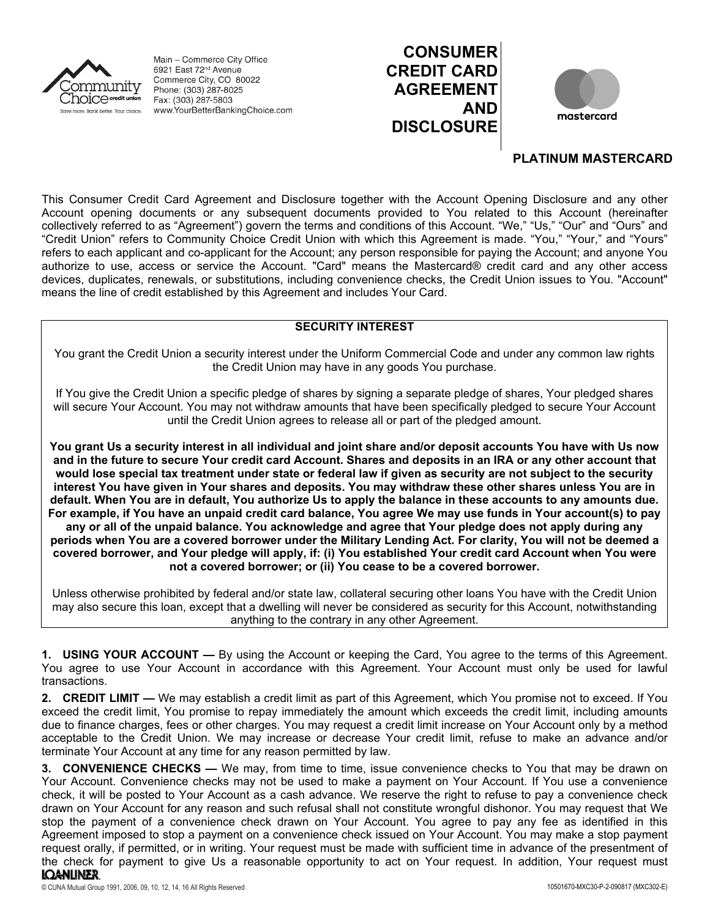Main – Commerce City Office
6921 East 72nd Avenue
Commerce City, CO 80022
Phone: (303) 287-8025
Fax: (303) 287-5803
www.YourBetterBankingChoice.com

# CONSUMER CREDIT CARD AGREEMENT AND DISCLOSURE

**PLATINUM MASTERCARD**

This Consumer Credit Card Agreement and Disclosure together with the Account Opening Disclosure and any other Account opening documents or any subsequent documents provided to You related to this Account (hereinafter collectively referred to as "Agreement") govern the terms and conditions of this Account. "We," "Us," "Our" and "Ours" and "Credit Union" refers to Community Choice Credit Union with which this Agreement is made. "You," "Your," and "Yours" refers to each applicant and co-applicant for the Account; any person responsible for paying the Account; and anyone You authorize to use, access or service the Account. "Card" means the Mastercard® credit card and any other access devices, duplicates, renewals, or substitutions, including convenience checks, the Credit Union issues to You. "Account" means the line of credit established by this Agreement and includes Your Card.

## SECURITY INTEREST

You grant the Credit Union a security interest under the Uniform Commercial Code and under any common law rights the Credit Union may have in any goods You purchase.

If You give the Credit Union a specific pledge of shares by signing a separate pledge of shares, Your pledged shares will secure Your Account. You may not withdraw amounts that have been specifically pledged to secure Your Account until the Credit Union agrees to release all or part of the pledged amount.

**You grant Us a security interest in all individual and joint share and/or deposit accounts You have with Us now and in the future to secure Your credit card Account. Shares and deposits in an IRA or any other account that would lose special tax treatment under state or federal law if given as security are not subject to the security interest You have given in Your shares and deposits. You may withdraw these other shares unless You are in default. When You are in default, You authorize Us to apply the balance in these accounts to any amounts due. For example, if You have an unpaid credit card balance, You agree We may use funds in Your account(s) to pay any or all of the unpaid balance. You acknowledge and agree that Your pledge does not apply during any periods when You are a covered borrower under the Military Lending Act. For clarity, You will not be deemed a covered borrower, and Your pledge will apply, if: (i) You established Your credit card Account when You were not a covered borrower; or (ii) You cease to be a covered borrower.**

Unless otherwise prohibited by federal and/or state law, collateral securing other loans You have with the Credit Union may also secure this loan, except that a dwelling will never be considered as security for this Account, notwithstanding anything to the contrary in any other Agreement.

**1. USING YOUR ACCOUNT —** By using the Account or keeping the Card, You agree to the terms of this Agreement. You agree to use Your Account in accordance with this Agreement. Your Account must only be used for lawful transactions.

**2. CREDIT LIMIT —** We may establish a credit limit as part of this Agreement, which You promise not to exceed. If You exceed the credit limit, You promise to repay immediately the amount which exceeds the credit limit, including amounts due to finance charges, fees or other charges. You may request a credit limit increase on Your Account only by a method acceptable to the Credit Union. We may increase or decrease Your credit limit, refuse to make an advance and/or terminate Your Account at any time for any reason permitted by law.

**3. CONVENIENCE CHECKS —** We may, from time to time, issue convenience checks to You that may be drawn on Your Account. Convenience checks may not be used to make a payment on Your Account. If You use a convenience check, it will be posted to Your Account as a cash advance. We reserve the right to refuse to pay a convenience check drawn on Your Account for any reason and such refusal shall not constitute wrongful dishonor. You may request that We stop the payment of a convenience check drawn on Your Account. You agree to pay any fee as identified in this Agreement imposed to stop a payment on a convenience check issued on Your Account. You may make a stop payment request orally, if permitted, or in writing. Your request must be made with sufficient time in advance of the presentment of the check for payment to give Us a reasonable opportunity to act on Your request. In addition, Your request must

© CUNA Mutual Group 1991, 2006, 09, 10, 12, 14, 16 All Rights Reserved

10501670-MXC30-P-2-090817 (MXC302-E)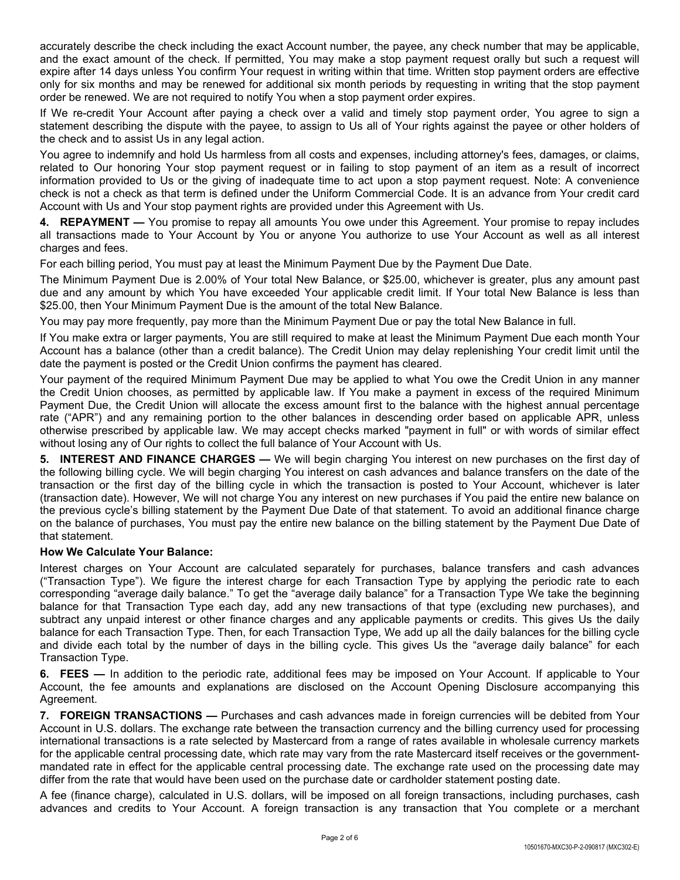accurately describe the check including the exact Account number, the payee, any check number that may be applicable, and the exact amount of the check. If permitted, You may make a stop payment request orally but such a request will expire after 14 days unless You confirm Your request in writing within that time. Written stop payment orders are effective only for six months and may be renewed for additional six month periods by requesting in writing that the stop payment order be renewed. We are not required to notify You when a stop payment order expires.

If We re-credit Your Account after paying a check over a valid and timely stop payment order, You agree to sign a statement describing the dispute with the payee, to assign to Us all of Your rights against the payee or other holders of the check and to assist Us in any legal action.

You agree to indemnify and hold Us harmless from all costs and expenses, including attorney's fees, damages, or claims, related to Our honoring Your stop payment request or in failing to stop payment of an item as a result of incorrect information provided to Us or the giving of inadequate time to act upon a stop payment request. Note: A convenience check is not a check as that term is defined under the Uniform Commercial Code. It is an advance from Your credit card Account with Us and Your stop payment rights are provided under this Agreement with Us.

**4. REPAYMENT —** You promise to repay all amounts You owe under this Agreement. Your promise to repay includes all transactions made to Your Account by You or anyone You authorize to use Your Account as well as all interest charges and fees.

For each billing period, You must pay at least the Minimum Payment Due by the Payment Due Date.

The Minimum Payment Due is 2.00% of Your total New Balance, or $25.00, whichever is greater, plus any amount past due and any amount by which You have exceeded Your applicable credit limit. If Your total New Balance is less than $25.00, then Your Minimum Payment Due is the amount of the total New Balance.

You may pay more frequently, pay more than the Minimum Payment Due or pay the total New Balance in full.

If You make extra or larger payments, You are still required to make at least the Minimum Payment Due each month Your Account has a balance (other than a credit balance). The Credit Union may delay replenishing Your credit limit until the date the payment is posted or the Credit Union confirms the payment has cleared.

Your payment of the required Minimum Payment Due may be applied to what You owe the Credit Union in any manner the Credit Union chooses, as permitted by applicable law. If You make a payment in excess of the required Minimum Payment Due, the Credit Union will allocate the excess amount first to the balance with the highest annual percentage rate ("APR") and any remaining portion to the other balances in descending order based on applicable APR, unless otherwise prescribed by applicable law. We may accept checks marked "payment in full" or with words of similar effect without losing any of Our rights to collect the full balance of Your Account with Us.

**5. INTEREST AND FINANCE CHARGES —** We will begin charging You interest on new purchases on the first day of the following billing cycle. We will begin charging You interest on cash advances and balance transfers on the date of the transaction or the first day of the billing cycle in which the transaction is posted to Your Account, whichever is later (transaction date). However, We will not charge You any interest on new purchases if You paid the entire new balance on the previous cycle's billing statement by the Payment Due Date of that statement. To avoid an additional finance charge on the balance of purchases, You must pay the entire new balance on the billing statement by the Payment Due Date of that statement.

**How We Calculate Your Balance:**

Interest charges on Your Account are calculated separately for purchases, balance transfers and cash advances ("Transaction Type"). We figure the interest charge for each Transaction Type by applying the periodic rate to each corresponding "average daily balance." To get the "average daily balance" for a Transaction Type We take the beginning balance for that Transaction Type each day, add any new transactions of that type (excluding new purchases), and subtract any unpaid interest or other finance charges and any applicable payments or credits. This gives Us the daily balance for each Transaction Type. Then, for each Transaction Type, We add up all the daily balances for the billing cycle and divide each total by the number of days in the billing cycle. This gives Us the "average daily balance" for each Transaction Type.

**6. FEES —** In addition to the periodic rate, additional fees may be imposed on Your Account. If applicable to Your Account, the fee amounts and explanations are disclosed on the Account Opening Disclosure accompanying this Agreement.

**7. FOREIGN TRANSACTIONS —** Purchases and cash advances made in foreign currencies will be debited from Your Account in U.S. dollars. The exchange rate between the transaction currency and the billing currency used for processing international transactions is a rate selected by Mastercard from a range of rates available in wholesale currency markets for the applicable central processing date, which rate may vary from the rate Mastercard itself receives or the government-mandated rate in effect for the applicable central processing date. The exchange rate used on the processing date may differ from the rate that would have been used on the purchase date or cardholder statement posting date.

A fee (finance charge), calculated in U.S. dollars, will be imposed on all foreign transactions, including purchases, cash advances and credits to Your Account. A foreign transaction is any transaction that You complete or a merchant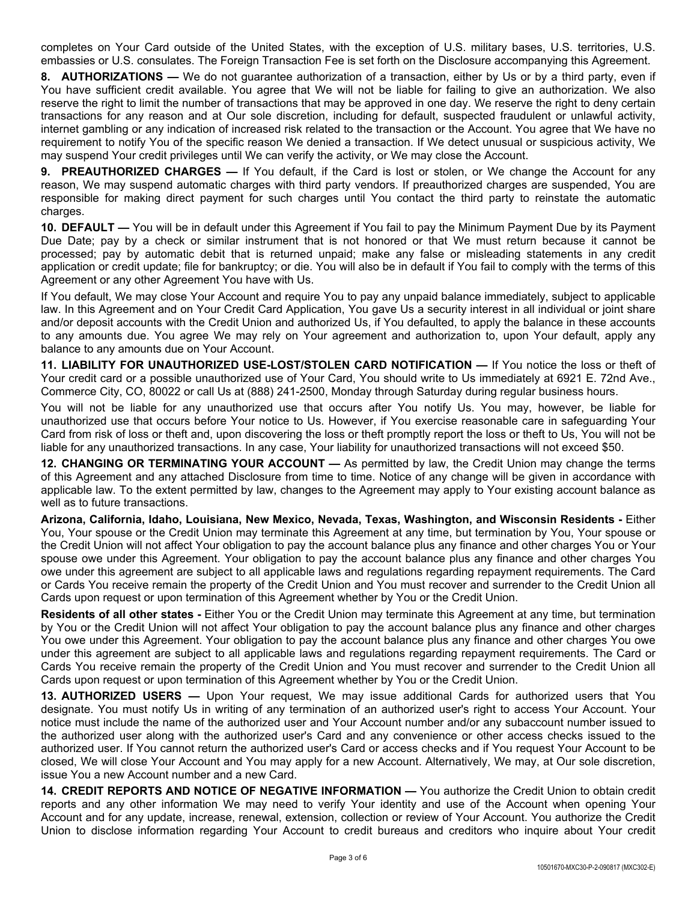completes on Your Card outside of the United States, with the exception of U.S. military bases, U.S. territories, U.S. embassies or U.S. consulates. The Foreign Transaction Fee is set forth on the Disclosure accompanying this Agreement.

**8. AUTHORIZATIONS —** We do not guarantee authorization of a transaction, either by Us or by a third party, even if You have sufficient credit available. You agree that We will not be liable for failing to give an authorization. We also reserve the right to limit the number of transactions that may be approved in one day. We reserve the right to deny certain transactions for any reason and at Our sole discretion, including for default, suspected fraudulent or unlawful activity, internet gambling or any indication of increased risk related to the transaction or the Account. You agree that We have no requirement to notify You of the specific reason We denied a transaction. If We detect unusual or suspicious activity, We may suspend Your credit privileges until We can verify the activity, or We may close the Account.

**9. PREAUTHORIZED CHARGES —** If You default, if the Card is lost or stolen, or We change the Account for any reason, We may suspend automatic charges with third party vendors. If preauthorized charges are suspended, You are responsible for making direct payment for such charges until You contact the third party to reinstate the automatic charges.

**10. DEFAULT —** You will be in default under this Agreement if You fail to pay the Minimum Payment Due by its Payment Due Date; pay by a check or similar instrument that is not honored or that We must return because it cannot be processed; pay by automatic debit that is returned unpaid; make any false or misleading statements in any credit application or credit update; file for bankruptcy; or die. You will also be in default if You fail to comply with the terms of this Agreement or any other Agreement You have with Us.

If You default, We may close Your Account and require You to pay any unpaid balance immediately, subject to applicable law. In this Agreement and on Your Credit Card Application, You gave Us a security interest in all individual or joint share and/or deposit accounts with the Credit Union and authorized Us, if You defaulted, to apply the balance in these accounts to any amounts due. You agree We may rely on Your agreement and authorization to, upon Your default, apply any balance to any amounts due on Your Account.

**11. LIABILITY FOR UNAUTHORIZED USE-LOST/STOLEN CARD NOTIFICATION —** If You notice the loss or theft of Your credit card or a possible unauthorized use of Your Card, You should write to Us immediately at 6921 E. 72nd Ave., Commerce City, CO, 80022 or call Us at (888) 241-2500, Monday through Saturday during regular business hours.

You will not be liable for any unauthorized use that occurs after You notify Us. You may, however, be liable for unauthorized use that occurs before Your notice to Us. However, if You exercise reasonable care in safeguarding Your Card from risk of loss or theft and, upon discovering the loss or theft promptly report the loss or theft to Us, You will not be liable for any unauthorized transactions. In any case, Your liability for unauthorized transactions will not exceed $50.

**12. CHANGING OR TERMINATING YOUR ACCOUNT —** As permitted by law, the Credit Union may change the terms of this Agreement and any attached Disclosure from time to time. Notice of any change will be given in accordance with applicable law. To the extent permitted by law, changes to the Agreement may apply to Your existing account balance as well as to future transactions.

**Arizona, California, Idaho, Louisiana, New Mexico, Nevada, Texas, Washington, and Wisconsin Residents -** Either You, Your spouse or the Credit Union may terminate this Agreement at any time, but termination by You, Your spouse or the Credit Union will not affect Your obligation to pay the account balance plus any finance and other charges You or Your spouse owe under this Agreement. Your obligation to pay the account balance plus any finance and other charges You owe under this agreement are subject to all applicable laws and regulations regarding repayment requirements. The Card or Cards You receive remain the property of the Credit Union and You must recover and surrender to the Credit Union all Cards upon request or upon termination of this Agreement whether by You or the Credit Union.

**Residents of all other states -** Either You or the Credit Union may terminate this Agreement at any time, but termination by You or the Credit Union will not affect Your obligation to pay the account balance plus any finance and other charges You owe under this Agreement. Your obligation to pay the account balance plus any finance and other charges You owe under this agreement are subject to all applicable laws and regulations regarding repayment requirements. The Card or Cards You receive remain the property of the Credit Union and You must recover and surrender to the Credit Union all Cards upon request or upon termination of this Agreement whether by You or the Credit Union.

**13. AUTHORIZED USERS —** Upon Your request, We may issue additional Cards for authorized users that You designate. You must notify Us in writing of any termination of an authorized user's right to access Your Account. Your notice must include the name of the authorized user and Your Account number and/or any subaccount number issued to the authorized user along with the authorized user's Card and any convenience or other access checks issued to the authorized user. If You cannot return the authorized user's Card or access checks and if You request Your Account to be closed, We will close Your Account and You may apply for a new Account. Alternatively, We may, at Our sole discretion, issue You a new Account number and a new Card.

**14. CREDIT REPORTS AND NOTICE OF NEGATIVE INFORMATION —** You authorize the Credit Union to obtain credit reports and any other information We may need to verify Your identity and use of the Account when opening Your Account and for any update, increase, renewal, extension, collection or review of Your Account. You authorize the Credit Union to disclose information regarding Your Account to credit bureaus and creditors who inquire about Your credit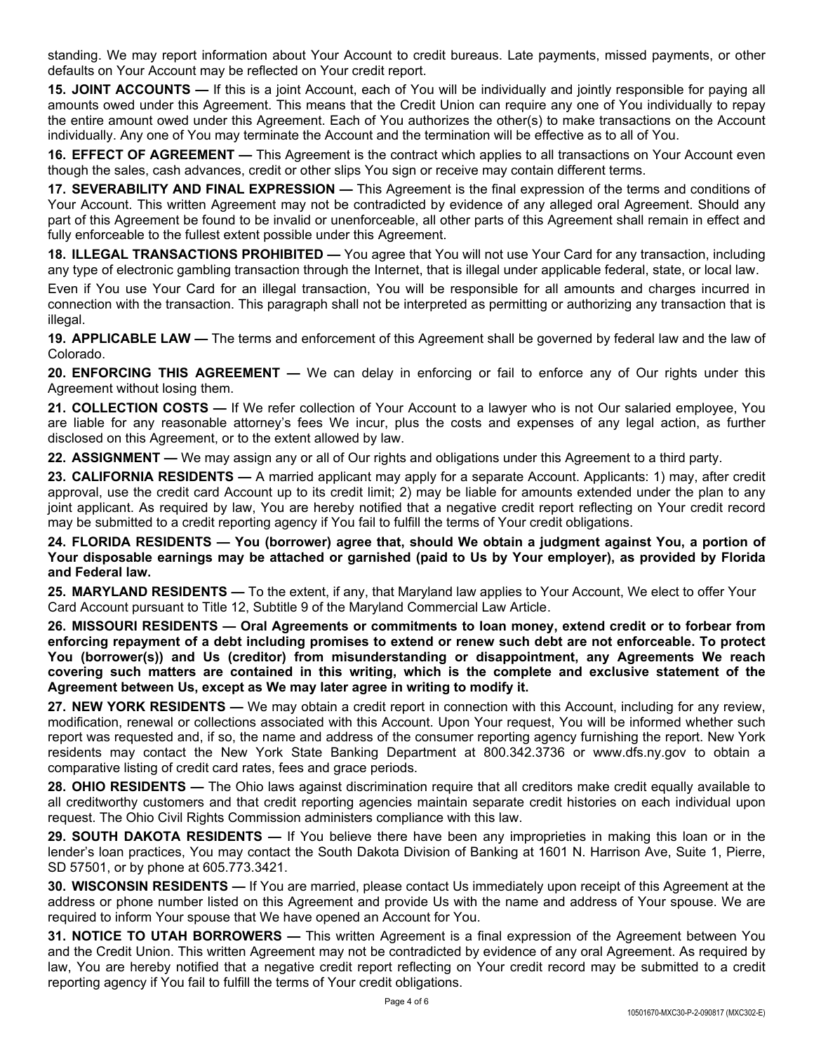standing. We may report information about Your Account to credit bureaus. Late payments, missed payments, or other defaults on Your Account may be reflected on Your credit report.

**15. JOINT ACCOUNTS —** If this is a joint Account, each of You will be individually and jointly responsible for paying all amounts owed under this Agreement. This means that the Credit Union can require any one of You individually to repay the entire amount owed under this Agreement. Each of You authorizes the other(s) to make transactions on the Account individually. Any one of You may terminate the Account and the termination will be effective as to all of You.

**16. EFFECT OF AGREEMENT —** This Agreement is the contract which applies to all transactions on Your Account even though the sales, cash advances, credit or other slips You sign or receive may contain different terms.

**17. SEVERABILITY AND FINAL EXPRESSION —** This Agreement is the final expression of the terms and conditions of Your Account. This written Agreement may not be contradicted by evidence of any alleged oral Agreement. Should any part of this Agreement be found to be invalid or unenforceable, all other parts of this Agreement shall remain in effect and fully enforceable to the fullest extent possible under this Agreement.

**18. ILLEGAL TRANSACTIONS PROHIBITED —** You agree that You will not use Your Card for any transaction, including any type of electronic gambling transaction through the Internet, that is illegal under applicable federal, state, or local law.

Even if You use Your Card for an illegal transaction, You will be responsible for all amounts and charges incurred in connection with the transaction. This paragraph shall not be interpreted as permitting or authorizing any transaction that is illegal.

**19. APPLICABLE LAW —** The terms and enforcement of this Agreement shall be governed by federal law and the law of Colorado.

**20. ENFORCING THIS AGREEMENT —** We can delay in enforcing or fail to enforce any of Our rights under this Agreement without losing them.

**21. COLLECTION COSTS —** If We refer collection of Your Account to a lawyer who is not Our salaried employee, You are liable for any reasonable attorney's fees We incur, plus the costs and expenses of any legal action, as further disclosed on this Agreement, or to the extent allowed by law.

**22. ASSIGNMENT —** We may assign any or all of Our rights and obligations under this Agreement to a third party.

**23. CALIFORNIA RESIDENTS —** A married applicant may apply for a separate Account. Applicants: 1) may, after credit approval, use the credit card Account up to its credit limit; 2) may be liable for amounts extended under the plan to any joint applicant. As required by law, You are hereby notified that a negative credit report reflecting on Your credit record may be submitted to a credit reporting agency if You fail to fulfill the terms of Your credit obligations.

**24. FLORIDA RESIDENTS — You (borrower) agree that, should We obtain a judgment against You, a portion of Your disposable earnings may be attached or garnished (paid to Us by Your employer), as provided by Florida and Federal law.**

**25. MARYLAND RESIDENTS —** To the extent, if any, that Maryland law applies to Your Account, We elect to offer Your Card Account pursuant to Title 12, Subtitle 9 of the Maryland Commercial Law Article.

**26. MISSOURI RESIDENTS — Oral Agreements or commitments to loan money, extend credit or to forbear from enforcing repayment of a debt including promises to extend or renew such debt are not enforceable. To protect You (borrower(s)) and Us (creditor) from misunderstanding or disappointment, any Agreements We reach covering such matters are contained in this writing, which is the complete and exclusive statement of the Agreement between Us, except as We may later agree in writing to modify it.**

**27. NEW YORK RESIDENTS —** We may obtain a credit report in connection with this Account, including for any review, modification, renewal or collections associated with this Account. Upon Your request, You will be informed whether such report was requested and, if so, the name and address of the consumer reporting agency furnishing the report. New York residents may contact the New York State Banking Department at 800.342.3736 or www.dfs.ny.gov to obtain a comparative listing of credit card rates, fees and grace periods.

**28. OHIO RESIDENTS —** The Ohio laws against discrimination require that all creditors make credit equally available to all creditworthy customers and that credit reporting agencies maintain separate credit histories on each individual upon request. The Ohio Civil Rights Commission administers compliance with this law.

**29. SOUTH DAKOTA RESIDENTS —** If You believe there have been any improprieties in making this loan or in the lender's loan practices, You may contact the South Dakota Division of Banking at 1601 N. Harrison Ave, Suite 1, Pierre, SD 57501, or by phone at 605.773.3421.

**30. WISCONSIN RESIDENTS —** If You are married, please contact Us immediately upon receipt of this Agreement at the address or phone number listed on this Agreement and provide Us with the name and address of Your spouse. We are required to inform Your spouse that We have opened an Account for You.

**31. NOTICE TO UTAH BORROWERS —** This written Agreement is a final expression of the Agreement between You and the Credit Union. This written Agreement may not be contradicted by evidence of any oral Agreement. As required by law, You are hereby notified that a negative credit report reflecting on Your credit record may be submitted to a credit reporting agency if You fail to fulfill the terms of Your credit obligations.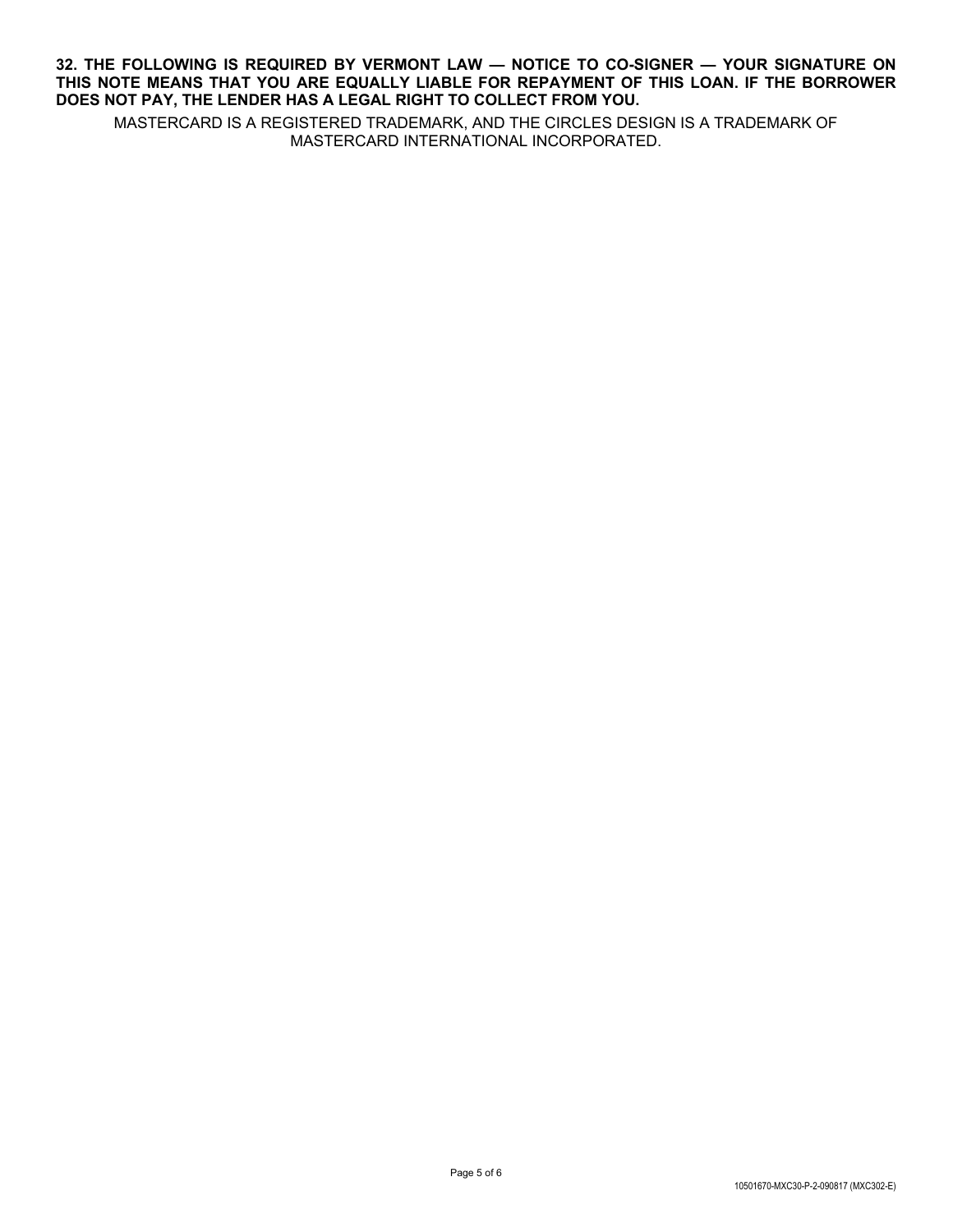**32. THE FOLLOWING IS REQUIRED BY VERMONT LAW — NOTICE TO CO-SIGNER — YOUR SIGNATURE ON THIS NOTE MEANS THAT YOU ARE EQUALLY LIABLE FOR REPAYMENT OF THIS LOAN. IF THE BORROWER DOES NOT PAY, THE LENDER HAS A LEGAL RIGHT TO COLLECT FROM YOU.**

MASTERCARD IS A REGISTERED TRADEMARK, AND THE CIRCLES DESIGN IS A TRADEMARK OF MASTERCARD INTERNATIONAL INCORPORATED.

10501670-MXC30-P-2-090817 (MXC302-E)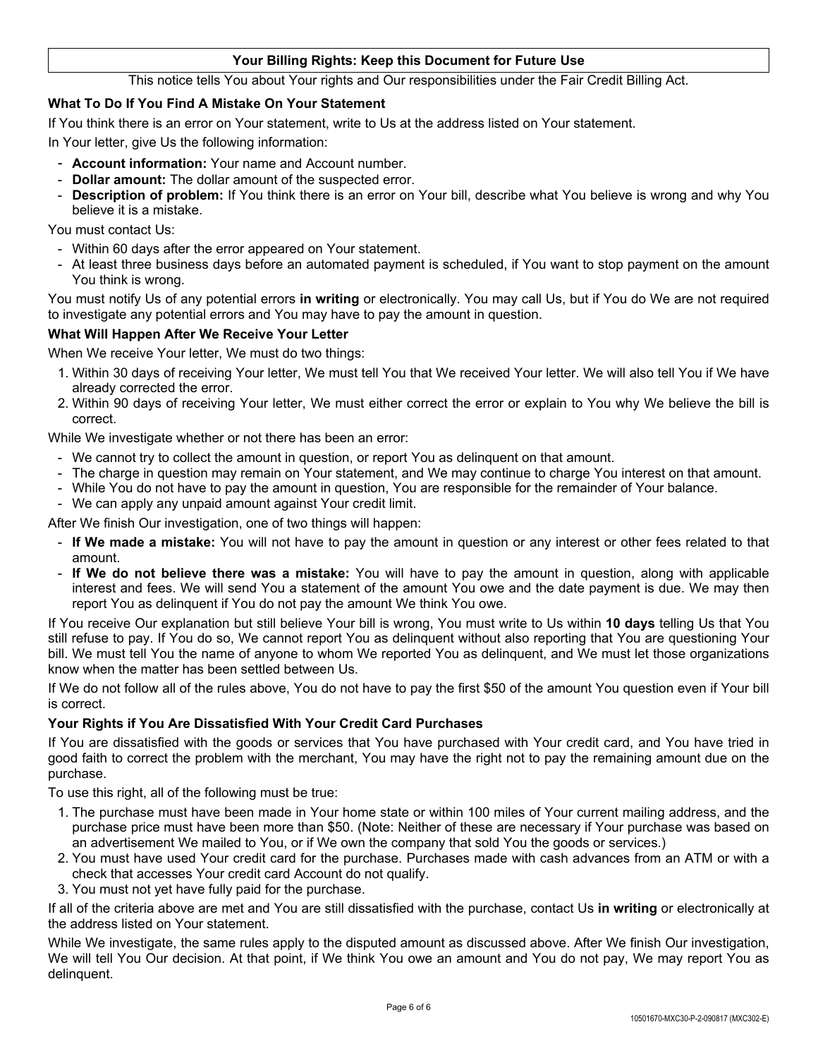## Your Billing Rights: Keep this Document for Future Use

This notice tells You about Your rights and Our responsibilities under the Fair Credit Billing Act.

### What To Do If You Find A Mistake On Your Statement

If You think there is an error on Your statement, write to Us at the address listed on Your statement.

In Your letter, give Us the following information:

- **Account information:** Your name and Account number.
- **Dollar amount:** The dollar amount of the suspected error.
- **Description of problem:** If You think there is an error on Your bill, describe what You believe is wrong and why You believe it is a mistake.

You must contact Us:

- Within 60 days after the error appeared on Your statement.
- At least three business days before an automated payment is scheduled, if You want to stop payment on the amount You think is wrong.

You must notify Us of any potential errors **in writing** or electronically. You may call Us, but if You do We are not required to investigate any potential errors and You may have to pay the amount in question.

### What Will Happen After We Receive Your Letter

When We receive Your letter, We must do two things:

1. Within 30 days of receiving Your letter, We must tell You that We received Your letter. We will also tell You if We have already corrected the error.
2. Within 90 days of receiving Your letter, We must either correct the error or explain to You why We believe the bill is correct.

While We investigate whether or not there has been an error:

- We cannot try to collect the amount in question, or report You as delinquent on that amount.
- The charge in question may remain on Your statement, and We may continue to charge You interest on that amount.
- While You do not have to pay the amount in question, You are responsible for the remainder of Your balance.
- We can apply any unpaid amount against Your credit limit.

After We finish Our investigation, one of two things will happen:

- **If We made a mistake:** You will not have to pay the amount in question or any interest or other fees related to that amount.
- **If We do not believe there was a mistake:** You will have to pay the amount in question, along with applicable interest and fees. We will send You a statement of the amount You owe and the date payment is due. We may then report You as delinquent if You do not pay the amount We think You owe.

If You receive Our explanation but still believe Your bill is wrong, You must write to Us within **10 days** telling Us that You still refuse to pay. If You do so, We cannot report You as delinquent without also reporting that You are questioning Your bill. We must tell You the name of anyone to whom We reported You as delinquent, and We must let those organizations know when the matter has been settled between Us.

If We do not follow all of the rules above, You do not have to pay the first $50 of the amount You question even if Your bill is correct.

### Your Rights if You Are Dissatisfied With Your Credit Card Purchases

If You are dissatisfied with the goods or services that You have purchased with Your credit card, and You have tried in good faith to correct the problem with the merchant, You may have the right not to pay the remaining amount due on the purchase.

To use this right, all of the following must be true:

1. The purchase must have been made in Your home state or within 100 miles of Your current mailing address, and the purchase price must have been more than $50. (Note: Neither of these are necessary if Your purchase was based on an advertisement We mailed to You, or if We own the company that sold You the goods or services.)
2. You must have used Your credit card for the purchase. Purchases made with cash advances from an ATM or with a check that accesses Your credit card Account do not qualify.
3. You must not yet have fully paid for the purchase.

If all of the criteria above are met and You are still dissatisfied with the purchase, contact Us **in writing** or electronically at the address listed on Your statement.

While We investigate, the same rules apply to the disputed amount as discussed above. After We finish Our investigation, We will tell You Our decision. At that point, if We think You owe an amount and You do not pay, We may report You as delinquent.

10501670-MXC30-P-2-090817 (MXC302-E)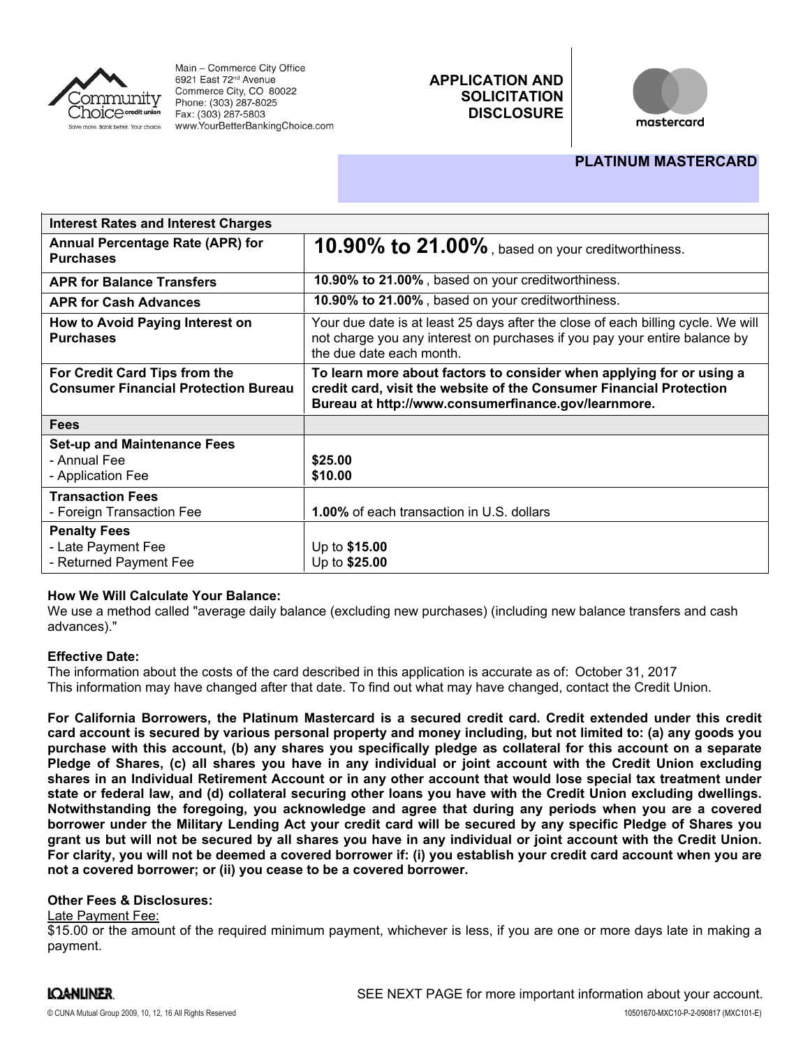Main – Commerce City Office
6921 East 72nd Avenue
Commerce City, CO 80022
Phone: (303) 287-8025
Fax: (303) 287-5803
www.YourBetterBankingChoice.com

# APPLICATION AND SOLICITATION DISCLOSURE

## PLATINUM MASTERCARD

| Interest Rates and Interest Charges | |
|---|---|
| **Annual Percentage Rate (APR) for Purchases** | **10.90% to 21.00%**, based on your creditworthiness. |
| **APR for Balance Transfers** | **10.90% to 21.00%**, based on your creditworthiness. |
| **APR for Cash Advances** | **10.90% to 21.00%**, based on your creditworthiness. |
| **How to Avoid Paying Interest on Purchases** | Your due date is at least 25 days after the close of each billing cycle. We will not charge you any interest on purchases if you pay your entire balance by the due date each month. |
| **For Credit Card Tips from the Consumer Financial Protection Bureau** | **To learn more about factors to consider when applying for or using a credit card, visit the website of the Consumer Financial Protection Bureau at http://www.consumerfinance.gov/learnmore.** |
| **Fees** | |
| **Set-up and Maintenance Fees**<br>- Annual Fee<br>- Application Fee | <br>**$25.00**<br>**$10.00** |
| **Transaction Fees**<br>- Foreign Transaction Fee | <br>**1.00%** of each transaction in U.S. dollars |
| **Penalty Fees**<br>- Late Payment Fee<br>- Returned Payment Fee | <br>Up to **$15.00**<br>Up to **$25.00** |

**How We Will Calculate Your Balance:**
We use a method called "average daily balance (excluding new purchases) (including new balance transfers and cash advances)."

**Effective Date:**
The information about the costs of the card described in this application is accurate as of: October 31, 2017
This information may have changed after that date. To find out what may have changed, contact the Credit Union.

**For California Borrowers, the Platinum Mastercard is a secured credit card. Credit extended under this credit card account is secured by various personal property and money including, but not limited to: (a) any goods you purchase with this account, (b) any shares you specifically pledge as collateral for this account on a separate Pledge of Shares, (c) all shares you have in any individual or joint account with the Credit Union excluding shares in an Individual Retirement Account or in any other account that would lose special tax treatment under state or federal law, and (d) collateral securing other loans you have with the Credit Union excluding dwellings. Notwithstanding the foregoing, you acknowledge and agree that during any periods when you are a covered borrower under the Military Lending Act your credit card will be secured by any specific Pledge of Shares you grant us but will not be secured by all shares you have in any individual or joint account with the Credit Union. For clarity, you will not be deemed a covered borrower if: (i) you establish your credit card account when you are not a covered borrower; or (ii) you cease to be a covered borrower.**

**Other Fees & Disclosures:**

Late Payment Fee:
$15.00 or the amount of the required minimum payment, whichever is less, if you are one or more days late in making a payment.

SEE NEXT PAGE for more important information about your account.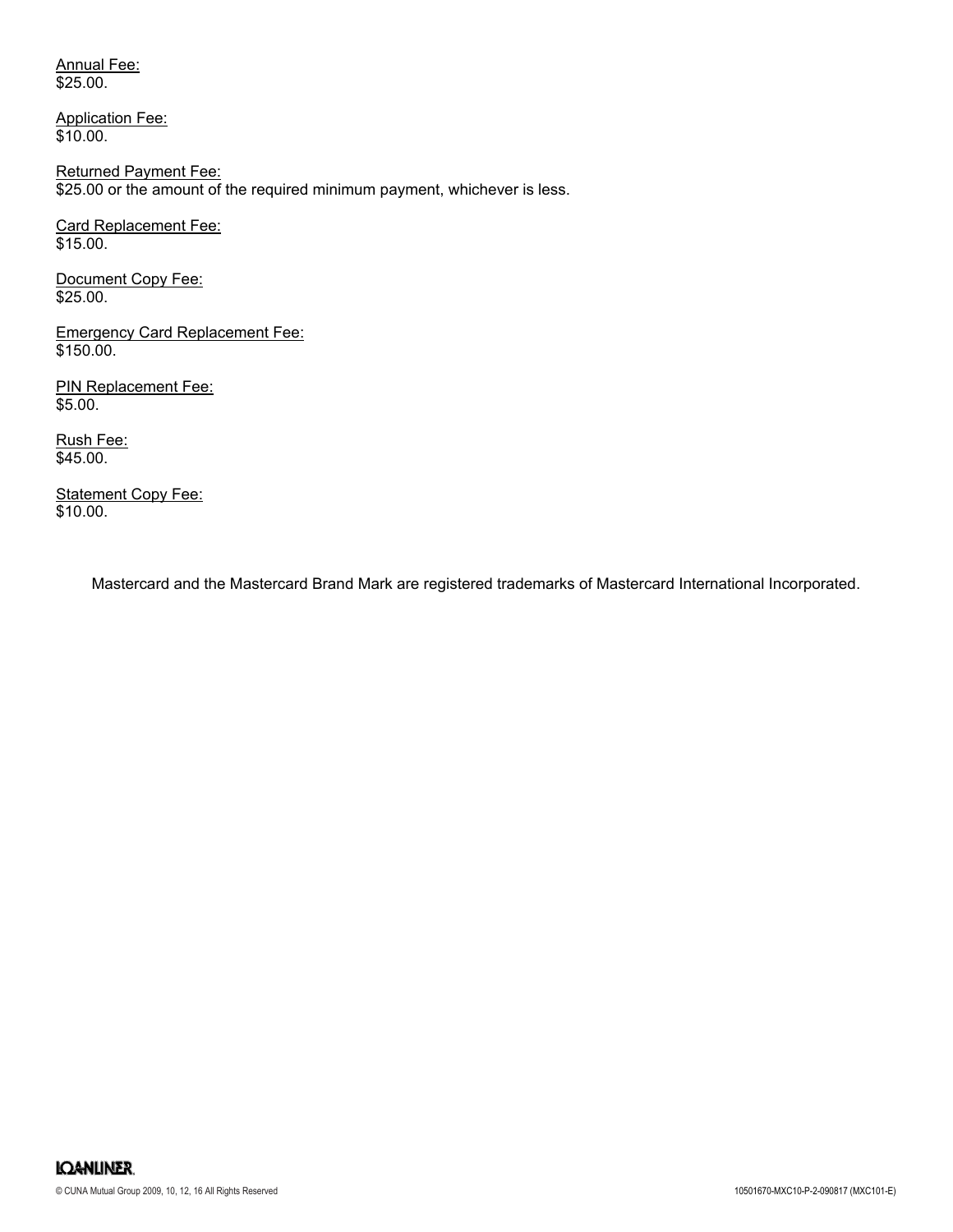Annual Fee:
$25.00.

Application Fee:
$10.00.

Returned Payment Fee:
$25.00 or the amount of the required minimum payment, whichever is less.

Card Replacement Fee:
$15.00.

Document Copy Fee:
$25.00.

Emergency Card Replacement Fee:
$150.00.

PIN Replacement Fee:
$5.00.

Rush Fee:
$45.00.

Statement Copy Fee:
$10.00.

Mastercard and the Mastercard Brand Mark are registered trademarks of Mastercard International Incorporated.

LOANLINER.

© CUNA Mutual Group 2009, 10, 12, 16 All Rights Reserved

10501670-MXC10-P-2-090817 (MXC101-E)